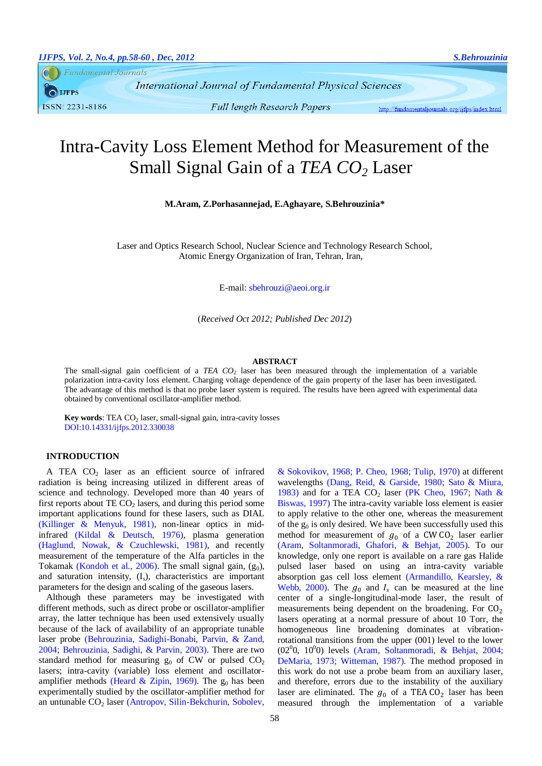# Intra-Cavity Loss Element Method for Measurement of the Small Signal Gain of a *TEA $CO_2$* Laser

**M.Aram, Z.Porhasannejad, E.Aghayare, S.Behrouzinia***

Laser and Optics Research School, Nuclear Science and Technology Research School,
Atomic Energy Organization of Iran, Tehran, Iran,

E-mail: sbehrouzi@aeoi.org.ir

(*Received Oct 2012; Published Dec 2012*)

## ABSTRACT

The small-signal gain coefficient of a *TEA $CO_2$* laser has been measured through the implementation of a variable polarization intra-cavity loss element. Charging voltage dependence of the gain property of the laser has been investigated. The advantage of this method is that no probe laser system is required. The results have been agreed with experimental data obtained by conventional oscillator-amplifier method.

**Key words**: TEA $CO_2$ laser, small-signal gain, intra-cavity losses
DOI:10.14331/ijfps.2012.330038

## INTRODUCTION

A TEA $CO_2$ laser as an efficient source of infrared radiation is being increasing utilized in different areas of science and technology. Developed more than 40 years of first reports about TE $CO_2$ lasers, and during this period some important applications found for these lasers, such as DIAL (Killinger & Menyuk, 1981), non-linear optics in mid-infrared (Kildal & Deutsch, 1976), plasma generation (Haglund, Nowak, & Czuchlewski, 1981), and recently measurement of the temperature of the Alfa particles in the Tokamak (Kondoh et al., 2006). The small signal gain, ($g_0$), and saturation intensity, ($I_s$), characteristics are important parameters for the design and scaling of the gaseous lasers.

Although these parameters may be investigated with different methods, such as direct probe or oscillator-amplifier array, the latter technique has been used extensively usually because of the lack of availability of an appropriate tunable laser probe (Behrouzinia, Sadighi-Bonabi, Parvin, & Zand, 2004; Behrouzinia, Sadighi, & Parvin, 2003). There are two standard method for measuring $g_0$ of CW or pulsed $CO_2$ lasers; intra-cavity (variable) loss element and oscillator-amplifier methods (Heard & Zipin, 1969). The $g_0$ has been experimentally studied by the oscillator-amplifier method for an untunable $CO_2$ laser (Antropov, Silin-Bekchurin, Sobolev, & Sokovikov, 1968; P. Cheo, 1968; Tulip, 1970) at different wavelengths (Dang, Reid, & Garside, 1980; Sato & Miura, 1983) and for a TEA $CO_2$ laser (PK Cheo, 1967; Nath & Biswas, 1997) The intra-cavity variable loss element is easier to apply relative to the other one, whereas the measurement of the $g_0$ is only desired. We have been successfully used this method for measurement of $g_0$ of a CW $CO_2$ laser earlier (Aram, Soltanmoradi, Ghafori, & Behjat, 2005). To our knowledge, only one report is available on a rare gas Halide pulsed laser based on using an intra-cavity variable absorption gas cell loss element (Armandillo, Kearsley, & Webb, 2000). The $g_0$ and $I_s$ can be measured at the line center of a single-longitudinal-mode laser, the result of measurements being dependent on the broadening. For $CO_2$ lasers operating at a normal pressure of about 10 Torr, the homogeneous line broadening dominates at vibration-rotational transitions from the upper (001) level to the lower ($02^00$, $10^00$) levels (Aram, Soltanmoradi, & Behjat, 2004; DeMaria, 1973; Witteman, 1987). The method proposed in this work do not use a probe beam from an auxiliary laser, and therefore, errors due to the instability of the auxiliary laser are eliminated. The $g_0$ of a TEA $CO_2$ laser has been measured through the implementation of a variable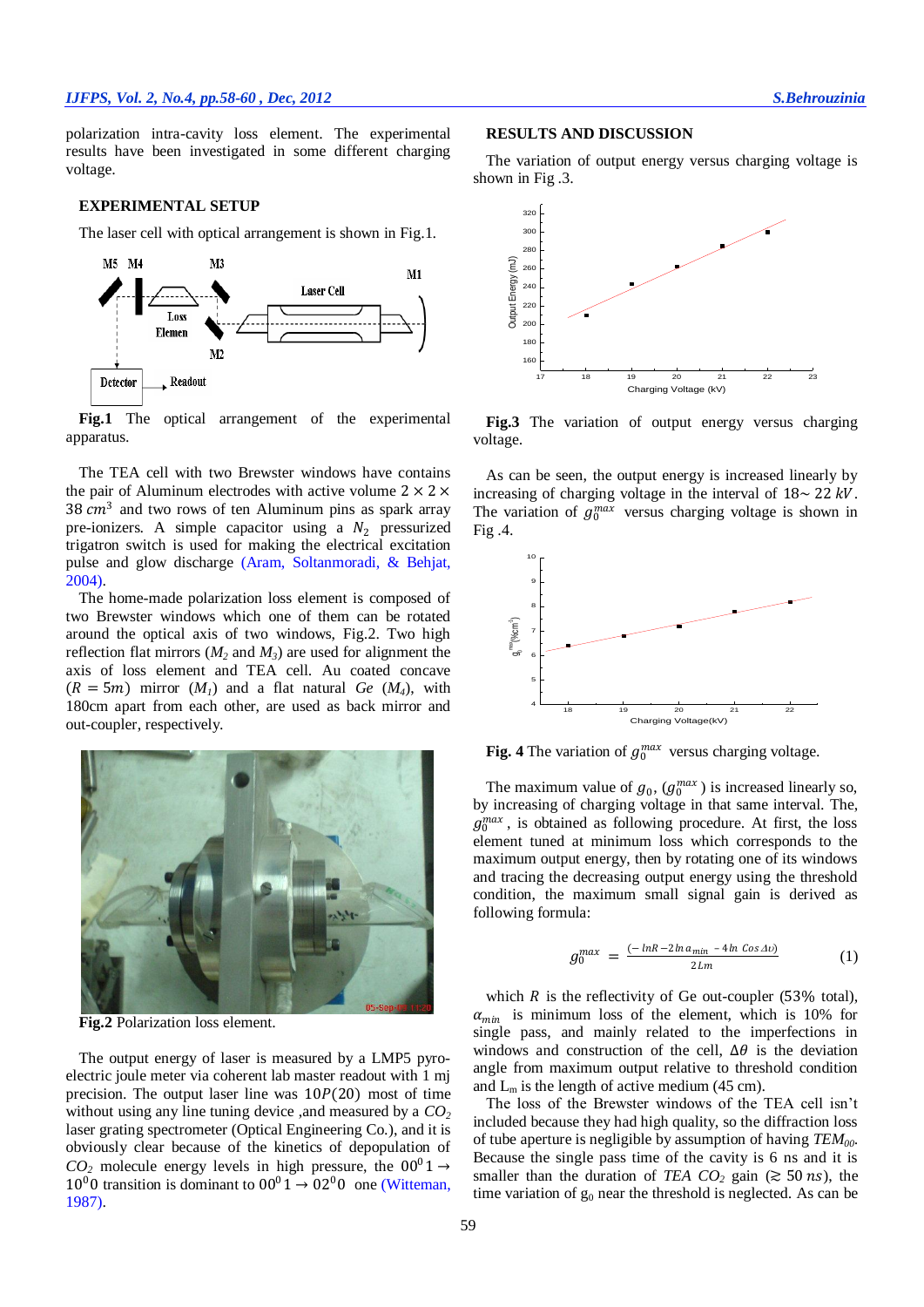polarization intra-cavity loss element. The experimental results have been investigated in some different charging voltage.

## EXPERIMENTAL SETUP

The laser cell with optical arrangement is shown in Fig.1.

**Fig.1** The optical arrangement of the experimental apparatus.

The TEA cell with two Brewster windows have contains the pair of Aluminum electrodes with active volume $2 \times 2 \times 38\ cm^3$ and two rows of ten Aluminum pins as spark array pre-ionizers. A simple capacitor using a $N_2$ pressurized trigatron switch is used for making the electrical excitation pulse and glow discharge (Aram, Soltanmoradi, & Behjat, 2004).

The home-made polarization loss element is composed of two Brewster windows which one of them can be rotated around the optical axis of two windows, Fig.2. Two high reflection flat mirrors ($M_2$ and $M_3$) are used for alignment the axis of loss element and TEA cell. Au coated concave $(R = 5m)$ mirror $(M_1)$ and a flat natural $Ge$ $(M_4)$, with 180cm apart from each other, are used as back mirror and out-coupler, respectively.

**Fig.2** Polarization loss element.

The output energy of laser is measured by a LMP5 pyro-electric joule meter via coherent lab master readout with 1 mj precision. The output laser line was $10P(20)$ most of time without using any line tuning device ,and measured by a $CO_2$ laser grating spectrometer (Optical Engineering Co.), and it is obviously clear because of the kinetics of depopulation of $CO_2$ molecule energy levels in high pressure, the $00^01 \rightarrow 10^00$ transition is dominant to $00^01 \rightarrow 02^00$ one (Witteman, 1987).

## RESULTS AND DISCUSSION

The variation of output energy versus charging voltage is shown in Fig .3.

**Fig.3** The variation of output energy versus charging voltage.

As can be seen, the output energy is increased linearly by increasing of charging voltage in the interval of $18\sim 22\ kV$. The variation of $g_0^{max}$ versus charging voltage is shown in Fig .4.

**Fig. 4** The variation of $g_0^{max}$ versus charging voltage.

The maximum value of $g_0$, ($g_0^{max}$) is increased linearly so, by increasing of charging voltage in that same interval. The, $g_0^{max}$, is obtained as following procedure. At first, the loss element tuned at minimum loss which corresponds to the maximum output energy, then by rotating one of its windows and tracing the decreasing output energy using the threshold condition, the maximum small signal gain is derived as following formula:

$$g_0^{max} = \frac{(-\ln R - 2\ln a_{min} - 4\ln Cos\,\Delta\upsilon)}{2Lm} \tag{1}$$

which $R$ is the reflectivity of Ge out-coupler (53% total), $\alpha_{min}$ is minimum loss of the element, which is 10% for single pass, and mainly related to the imperfections in windows and construction of the cell, $\Delta\theta$ is the deviation angle from maximum output relative to threshold condition and $L_m$ is the length of active medium (45 cm).

The loss of the Brewster windows of the TEA cell isn't included because they had high quality, so the diffraction loss of tube aperture is negligible by assumption of having $TEM_{00}$. Because the single pass time of the cavity is 6 ns and it is smaller than the duration of $TEA\ CO_2$ gain ($\gtrsim 50\ ns$), the time variation of $g_0$ near the threshold is neglected. As can be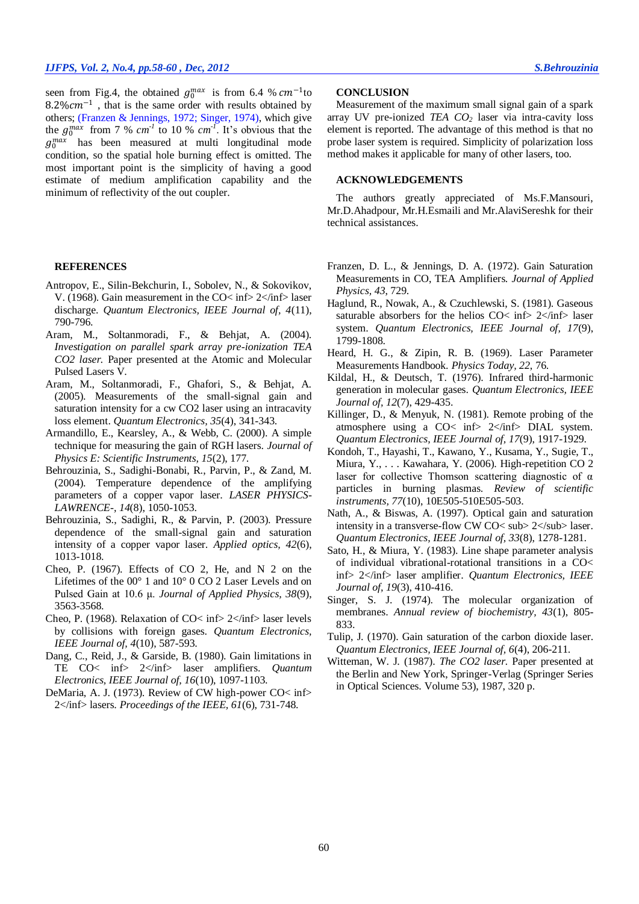seen from Fig.4, the obtained $g_0^{max}$ is from 6.4 % $cm^{-1}$to 8.2%$cm^{-1}$ , that is the same order with results obtained by others; (Franzen & Jennings, 1972; Singer, 1974), which give the $g_0^{max}$ from 7 % $cm^{-1}$ to 10 % $cm^{-1}$. It's obvious that the $g_0^{max}$ has been measured at multi longitudinal mode condition, so the spatial hole burning effect is omitted. The most important point is the simplicity of having a good estimate of medium amplification capability and the minimum of reflectivity of the out coupler.

## CONCLUSION

Measurement of the maximum small signal gain of a spark array UV pre-ionized *TEA $CO_2$* laser via intra-cavity loss element is reported. The advantage of this method is that no probe laser system is required. Simplicity of polarization loss method makes it applicable for many of other lasers, too.

## ACKNOWLEDGEMENTS

The authors greatly appreciated of Ms.F.Mansouri, Mr.D.Ahadpour, Mr.H.Esmaili and Mr.AlaviSereshk for their technical assistances.

## REFERENCES

Antropov, E., Silin-Bekchurin, I., Sobolev, N., & Sokovikov, V. (1968). Gain measurement in the CO< inf> 2</inf> laser discharge. *Quantum Electronics, IEEE Journal of, 4*(11), 790-796.

Aram, M., Soltanmoradi, F., & Behjat, A. (2004). *Investigation on parallel spark array pre-ionization TEA CO2 laser.* Paper presented at the Atomic and Molecular Pulsed Lasers V.

Aram, M., Soltanmoradi, F., Ghafori, S., & Behjat, A. (2005). Measurements of the small-signal gain and saturation intensity for a cw CO2 laser using an intracavity loss element. *Quantum Electronics, 35*(4), 341-343.

Armandillo, E., Kearsley, A., & Webb, C. (2000). A simple technique for measuring the gain of RGH lasers. *Journal of Physics E: Scientific Instruments, 15*(2), 177.

Behrouzinia, S., Sadighi-Bonabi, R., Parvin, P., & Zand, M. (2004). Temperature dependence of the amplifying parameters of a copper vapor laser. *LASER PHYSICS-LAWRENCE-, 14*(8), 1050-1053.

Behrouzinia, S., Sadighi, R., & Parvin, P. (2003). Pressure dependence of the small-signal gain and saturation intensity of a copper vapor laser. *Applied optics, 42*(6), 1013-1018.

Cheo, P. (1967). Effects of CO 2, He, and N 2 on the Lifetimes of the 00° 1 and 10° 0 CO 2 Laser Levels and on Pulsed Gain at 10.6 μ. *Journal of Applied Physics, 38*(9), 3563-3568.

Cheo, P. (1968). Relaxation of CO< inf> 2</inf> laser levels by collisions with foreign gases. *Quantum Electronics, IEEE Journal of, 4*(10), 587-593.

Dang, C., Reid, J., & Garside, B. (1980). Gain limitations in TE CO< inf> 2</inf> laser amplifiers. *Quantum Electronics, IEEE Journal of, 16*(10), 1097-1103.

DeMaria, A. J. (1973). Review of CW high-power CO< inf> 2</inf> lasers. *Proceedings of the IEEE, 61*(6), 731-748.

Franzen, D. L., & Jennings, D. A. (1972). Gain Saturation Measurements in CO, TEA Amplifiers. *Journal of Applied Physics, 43*, 729.

Haglund, R., Nowak, A., & Czuchlewski, S. (1981). Gaseous saturable absorbers for the helios CO< inf> 2</inf> laser system. *Quantum Electronics, IEEE Journal of, 17*(9), 1799-1808.

Heard, H. G., & Zipin, R. B. (1969). Laser Parameter Measurements Handbook. *Physics Today, 22*, 76.

Kildal, H., & Deutsch, T. (1976). Infrared third-harmonic generation in molecular gases. *Quantum Electronics, IEEE Journal of, 12*(7), 429-435.

Killinger, D., & Menyuk, N. (1981). Remote probing of the atmosphere using a CO< inf> 2</inf> DIAL system. *Quantum Electronics, IEEE Journal of, 17*(9), 1917-1929.

Kondoh, T., Hayashi, T., Kawano, Y., Kusama, Y., Sugie, T., Miura, Y., . . . Kawahara, Y. (2006). High-repetition CO 2 laser for collective Thomson scattering diagnostic of α particles in burning plasmas. *Review of scientific instruments, 77*(10), 10E505-510E505-503.

Nath, A., & Biswas, A. (1997). Optical gain and saturation intensity in a transverse-flow CW CO< sub> 2</sub> laser. *Quantum Electronics, IEEE Journal of, 33*(8), 1278-1281.

Sato, H., & Miura, Y. (1983). Line shape parameter analysis of individual vibrational-rotational transitions in a CO< inf> 2</inf> laser amplifier. *Quantum Electronics, IEEE Journal of, 19*(3), 410-416.

Singer, S. J. (1974). The molecular organization of membranes. *Annual review of biochemistry, 43*(1), 805-833.

Tulip, J. (1970). Gain saturation of the carbon dioxide laser. *Quantum Electronics, IEEE Journal of, 6*(4), 206-211.

Witteman, W. J. (1987). *The CO2 laser.* Paper presented at the Berlin and New York, Springer-Verlag (Springer Series in Optical Sciences. Volume 53), 1987, 320 p.